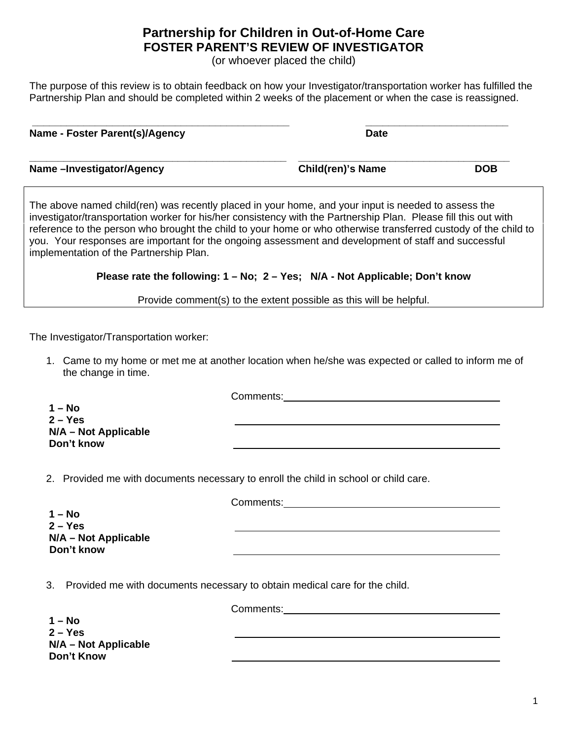# Partnership for Children in Out-of-Home Care

## FOSTER PARENT'S REVIEW OF INVESTIGATOR

(or whoever placed the child)

The purpose of this review is to obtain feedback on how your Investigator/transportation worker has fulfilled the Partnership Plan and should be completed within 2 weeks of the placement or when the case is reassigned.

______________________________________________ &nbsp;&nbsp;&nbsp;&nbsp; ________________________
**Name - Foster Parent(s)/Agency** &nbsp;&nbsp;&nbsp;&nbsp; **Date**

______________________________________________ &nbsp;&nbsp;&nbsp;&nbsp; ______________________________________
**Name –Investigator/Agency** &nbsp;&nbsp;&nbsp;&nbsp; **Child(ren)'s Name** &nbsp;&nbsp;&nbsp;&nbsp; **DOB**

The above named child(ren) was recently placed in your home, and your input is needed to assess the investigator/transportation worker for his/her consistency with the Partnership Plan. Please fill this out with reference to the person who brought the child to your home or who otherwise transferred custody of the child to you. Your responses are important for the ongoing assessment and development of staff and successful implementation of the Partnership Plan.

**Please rate the following: 1 – No; 2 – Yes; N/A - Not Applicable; Don't know**

Provide comment(s) to the extent possible as this will be helpful.

The Investigator/Transportation worker:

1. Came to my home or met me at another location when he/she was expected or called to inform me of the change in time.

   **1 – No**
   **2 – Yes**
   **N/A – Not Applicable**
   **Don't know**

   Comments:______________________________________
   ________________________________________________
   ________________________________________________

2. Provided me with documents necessary to enroll the child in school or child care.

   **1 – No**
   **2 – Yes**
   **N/A – Not Applicable**
   **Don't know**

   Comments:______________________________________
   ________________________________________________
   ________________________________________________

3. Provided me with documents necessary to obtain medical care for the child.

   **1 – No**
   **2 – Yes**
   **N/A – Not Applicable**
   **Don't Know**

   Comments:______________________________________
   ________________________________________________
   ________________________________________________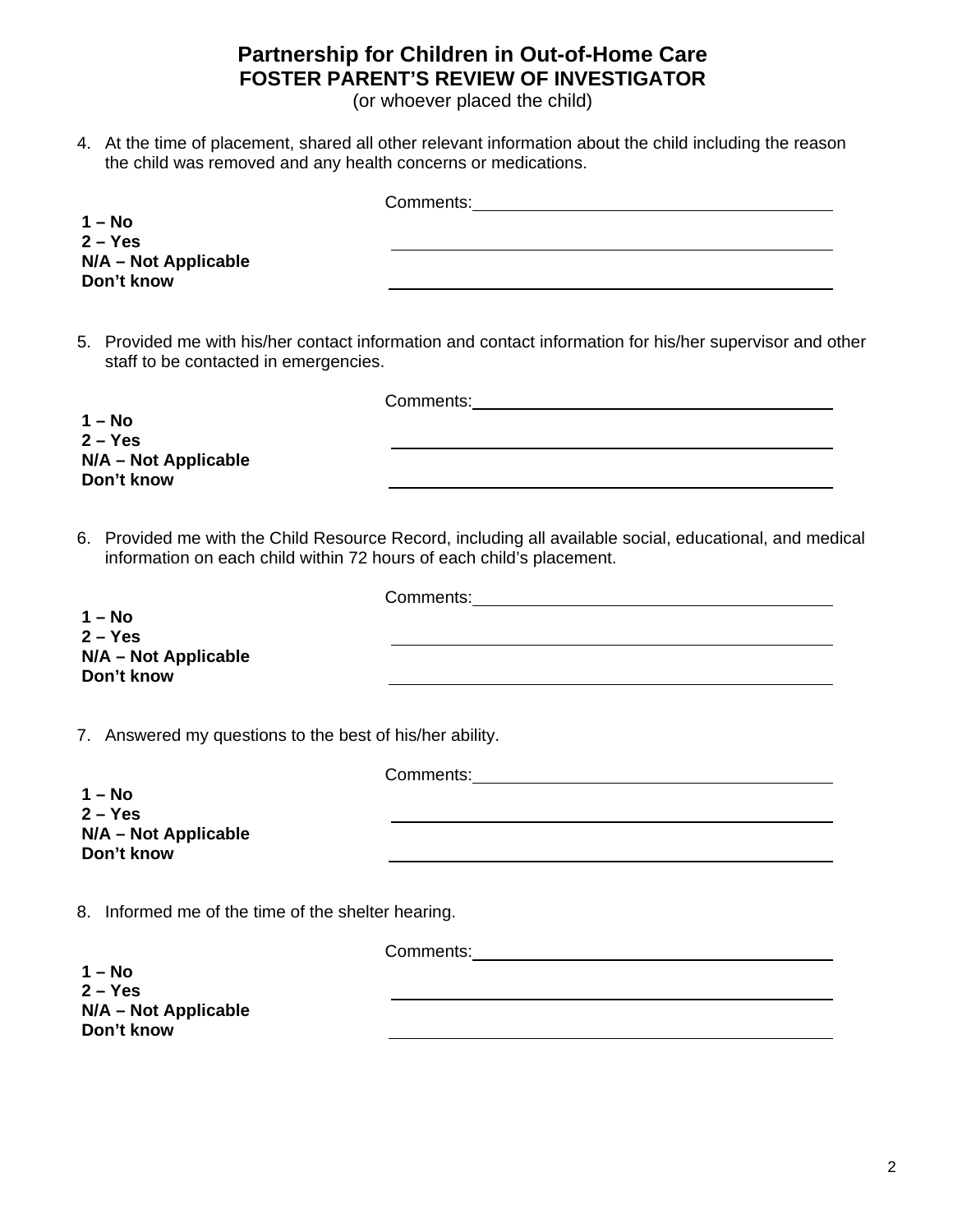# Partnership for Children in Out-of-Home Care
## FOSTER PARENT'S REVIEW OF INVESTIGATOR
(or whoever placed the child)

4. At the time of placement, shared all other relevant information about the child including the reason the child was removed and any health concerns or medications.

**1 – No**
**2 – Yes**
**N/A – Not Applicable**
**Don't know**

Comments:\_\_\_\_\_\_\_\_\_\_\_\_\_\_\_\_\_\_\_\_\_\_\_\_\_\_\_\_\_\_\_\_\_\_\_\_\_\_\_\_

5. Provided me with his/her contact information and contact information for his/her supervisor and other staff to be contacted in emergencies.

**1 – No**
**2 – Yes**
**N/A – Not Applicable**
**Don't know**

Comments:\_\_\_\_\_\_\_\_\_\_\_\_\_\_\_\_\_\_\_\_\_\_\_\_\_\_\_\_\_\_\_\_\_\_\_\_\_\_\_\_

6. Provided me with the Child Resource Record, including all available social, educational, and medical information on each child within 72 hours of each child's placement.

**1 – No**
**2 – Yes**
**N/A – Not Applicable**
**Don't know**

Comments:\_\_\_\_\_\_\_\_\_\_\_\_\_\_\_\_\_\_\_\_\_\_\_\_\_\_\_\_\_\_\_\_\_\_\_\_\_\_\_\_

7. Answered my questions to the best of his/her ability.

**1 – No**
**2 – Yes**
**N/A – Not Applicable**
**Don't know**

Comments:\_\_\_\_\_\_\_\_\_\_\_\_\_\_\_\_\_\_\_\_\_\_\_\_\_\_\_\_\_\_\_\_\_\_\_\_\_\_\_\_

8. Informed me of the time of the shelter hearing.

**1 – No**
**2 – Yes**
**N/A – Not Applicable**
**Don't know**

Comments:\_\_\_\_\_\_\_\_\_\_\_\_\_\_\_\_\_\_\_\_\_\_\_\_\_\_\_\_\_\_\_\_\_\_\_\_\_\_\_\_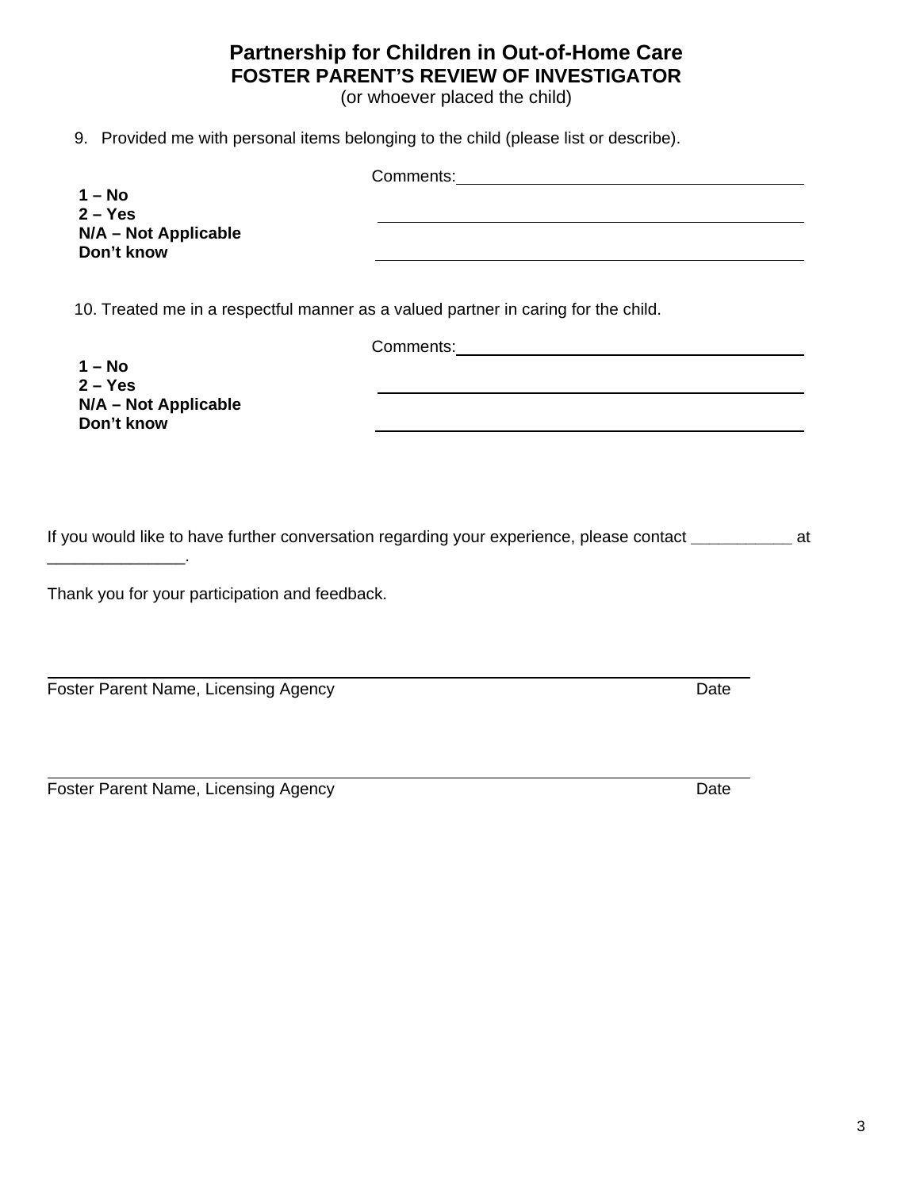# Partnership for Children in Out-of-Home Care
## FOSTER PARENT'S REVIEW OF INVESTIGATOR
(or whoever placed the child)

9. Provided me with personal items belonging to the child (please list or describe).

**1 – No**
**2 – Yes**
**N/A – Not Applicable**
**Don't know**

Comments: ______________________________________
______________________________________________
______________________________________________

10. Treated me in a respectful manner as a valued partner in caring for the child.

**1 – No**
**2 – Yes**
**N/A – Not Applicable**
**Don't know**

Comments: ______________________________________
______________________________________________
______________________________________________

If you would like to have further conversation regarding your experience, please contact ___________ at _______________.

Thank you for your participation and feedback.

______________________________________________________________________
Foster Parent Name, Licensing Agency                                                                 Date

______________________________________________________________________
Foster Parent Name, Licensing Agency                                                                 Date